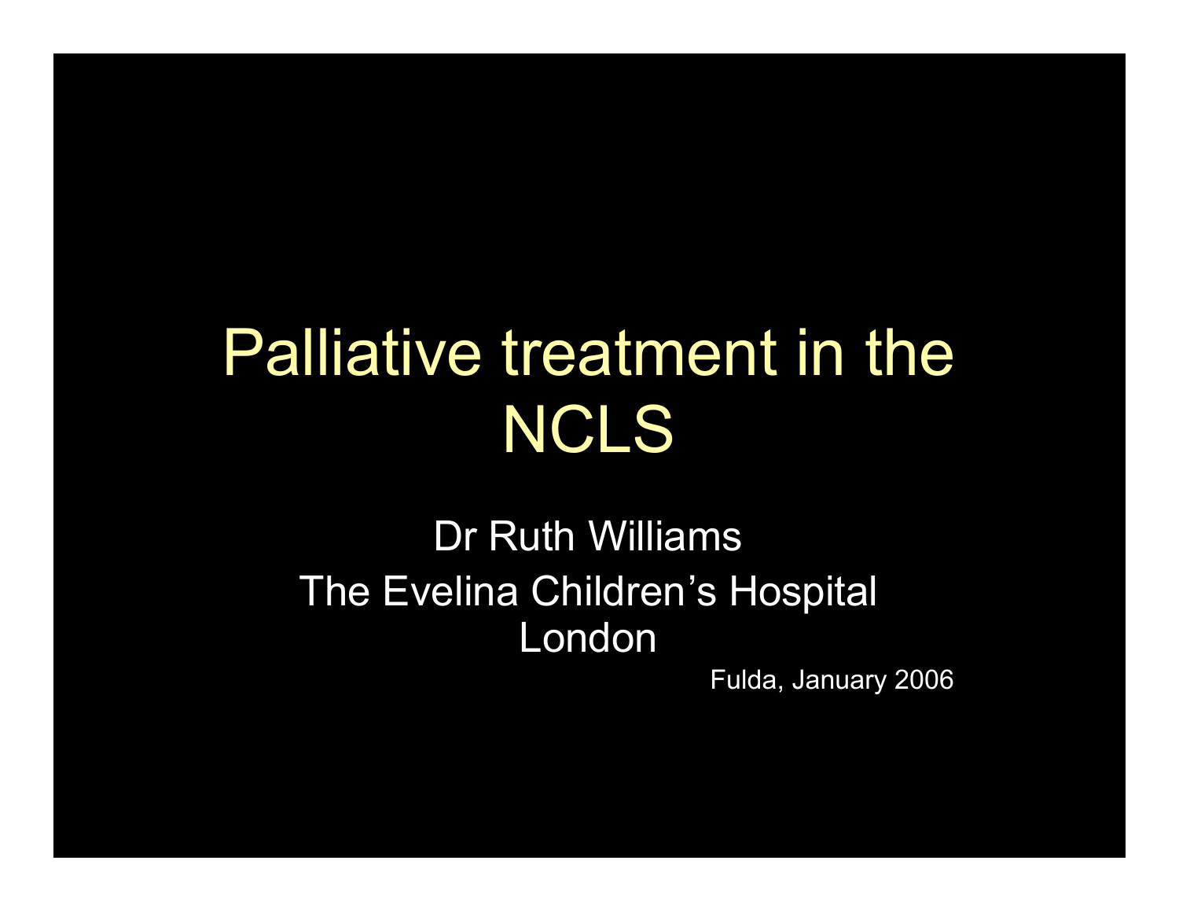# Palliative treatment in the NCLS

Dr Ruth Williams

The Evelina Children's Hospital

London

Fulda, January 2006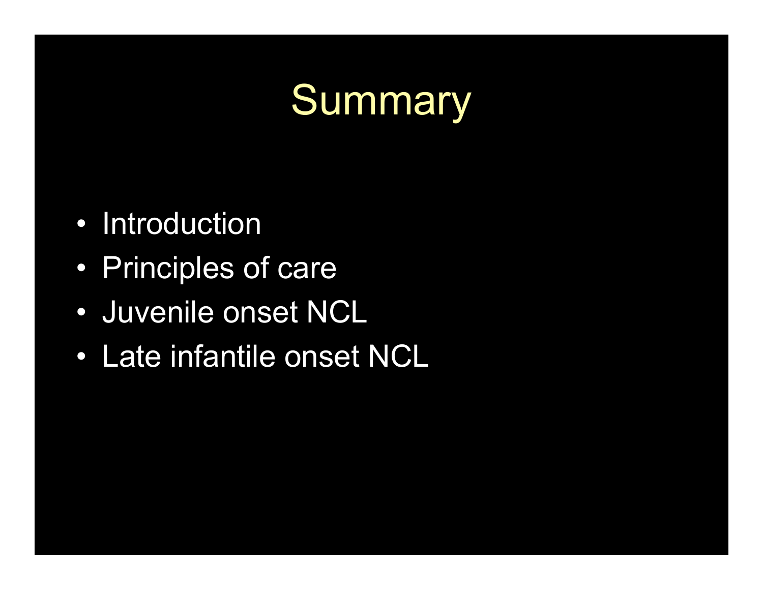# Summary

- Introduction
- Principles of care
- Juvenile onset NCL
- Late infantile onset NCL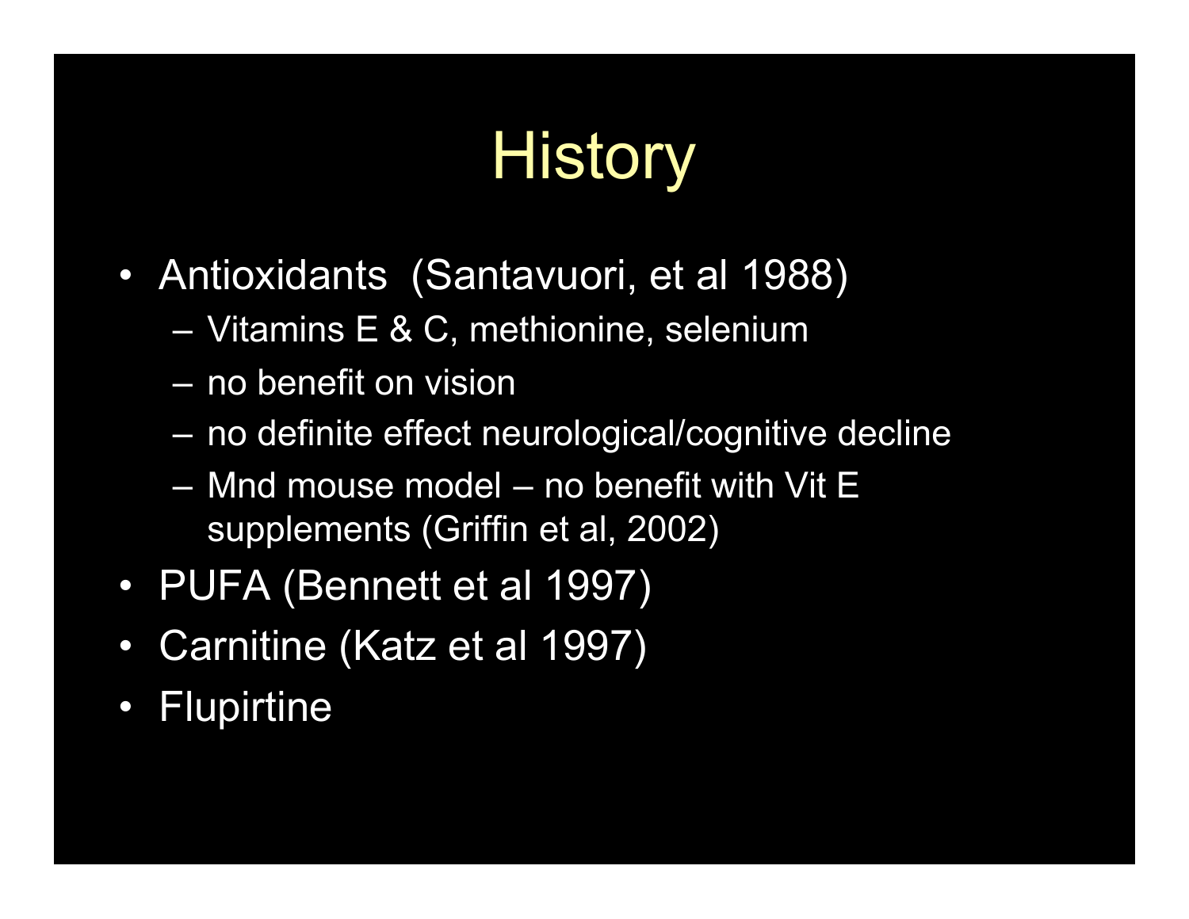# History

- Antioxidants (Santavuori, et al 1988)
  - Vitamins E & C, methionine, selenium
  - no benefit on vision
  - no definite effect neurological/cognitive decline
  - Mnd mouse model – no benefit with Vit E supplements (Griffin et al, 2002)
- PUFA (Bennett et al 1997)
- Carnitine (Katz et al 1997)
- Flupirtine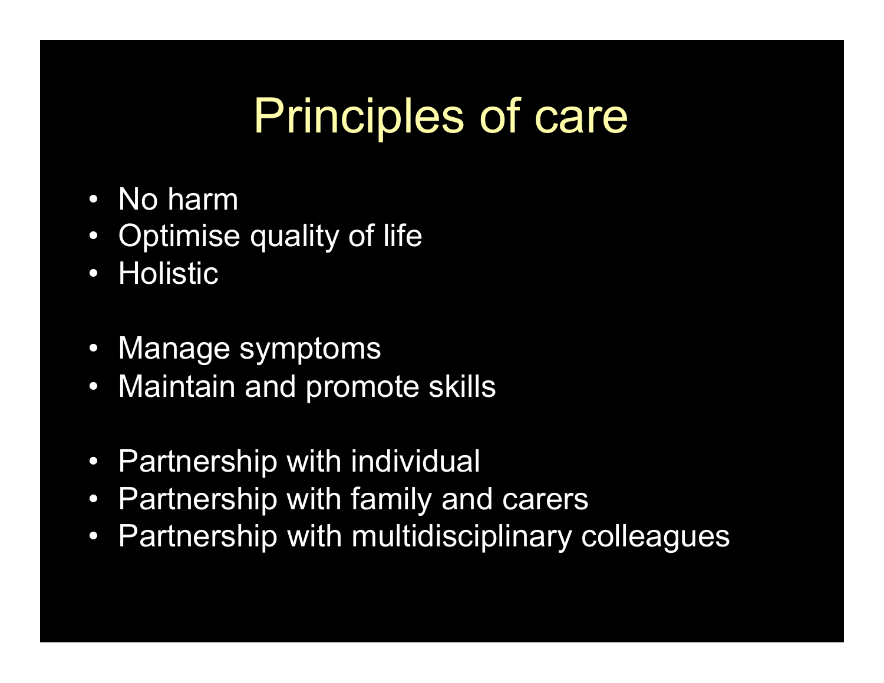# Principles of care

- No harm
- Optimise quality of life
- Holistic

- Manage symptoms
- Maintain and promote skills

- Partnership with individual
- Partnership with family and carers
- Partnership with multidisciplinary colleagues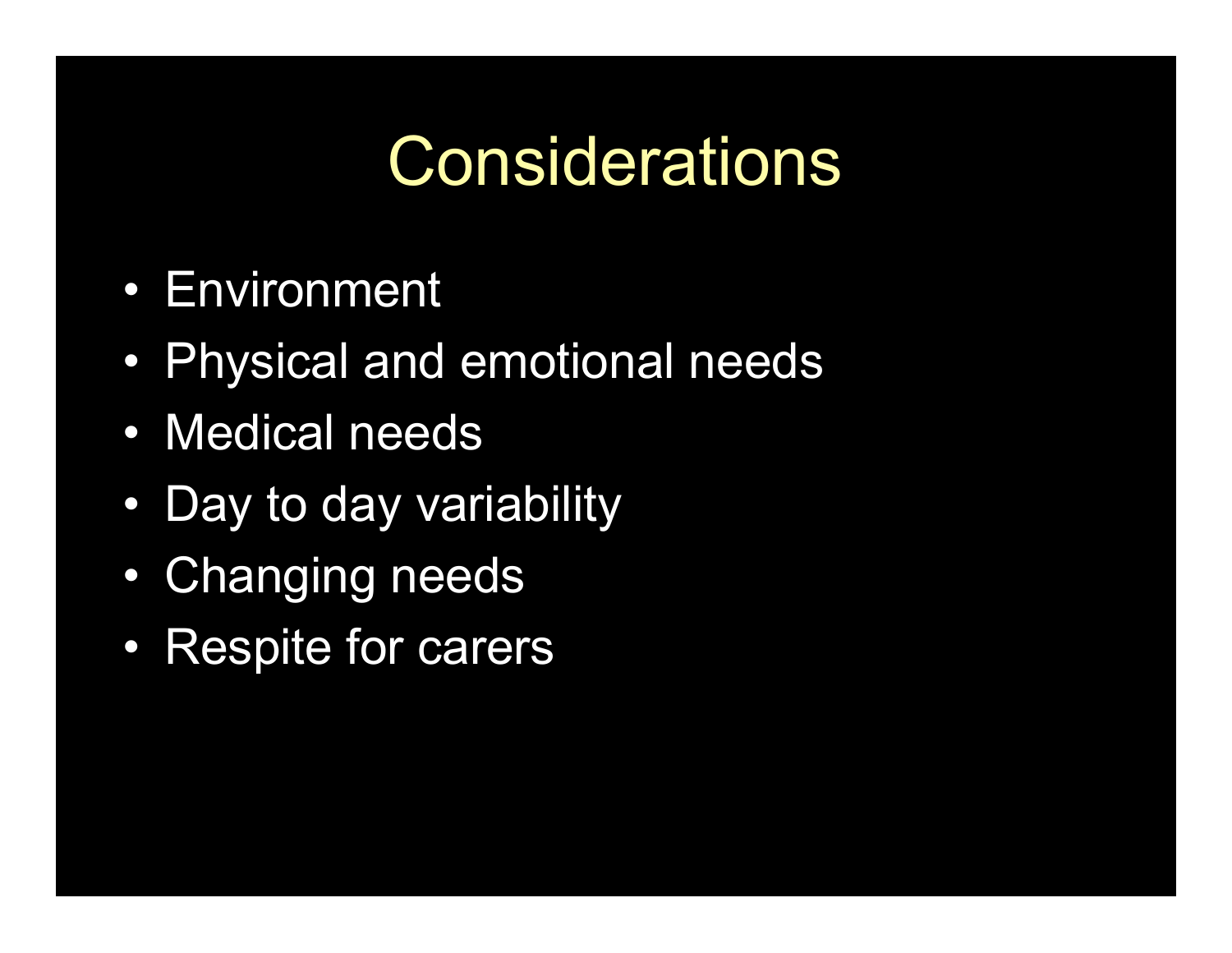# Considerations

- Environment
- Physical and emotional needs
- Medical needs
- Day to day variability
- Changing needs
- Respite for carers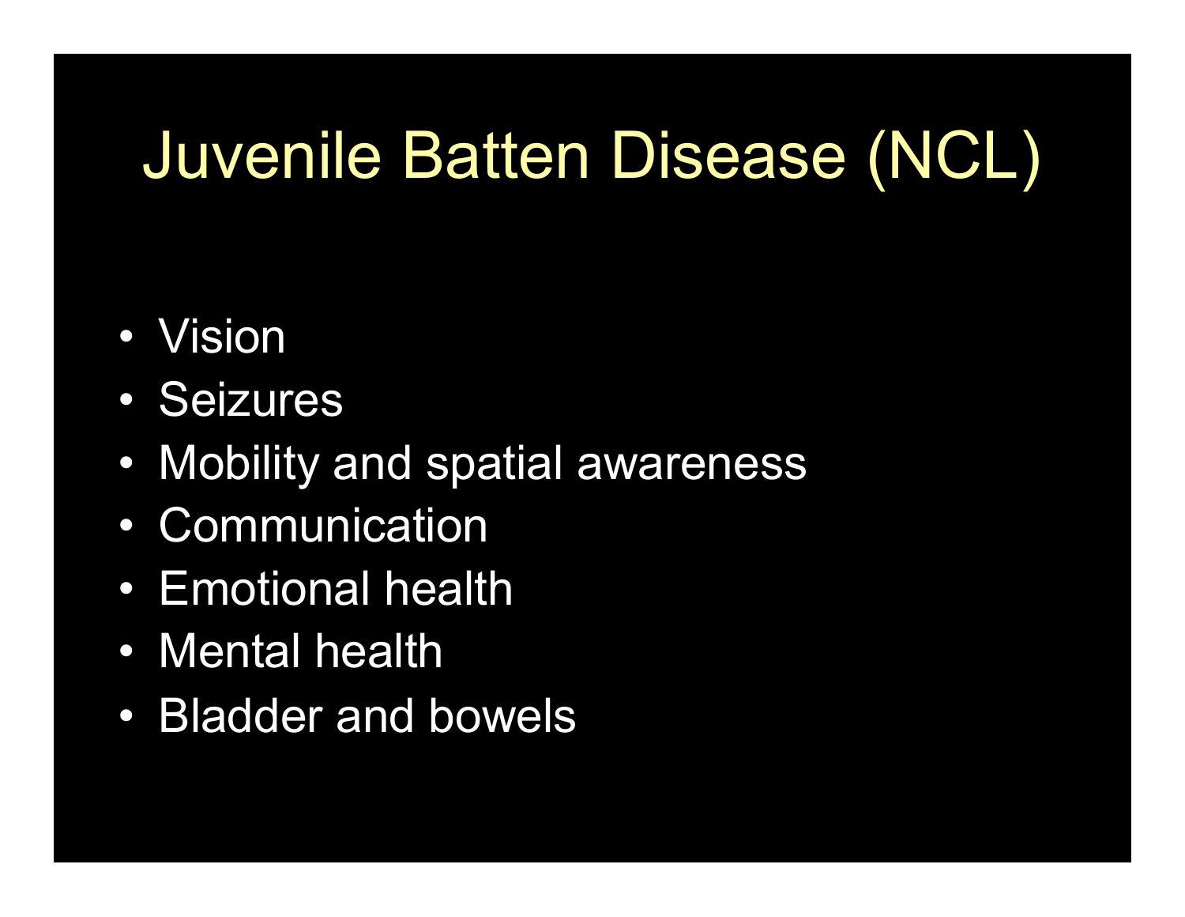# Juvenile Batten Disease (NCL)

- Vision
- Seizures
- Mobility and spatial awareness
- Communication
- Emotional health
- Mental health
- Bladder and bowels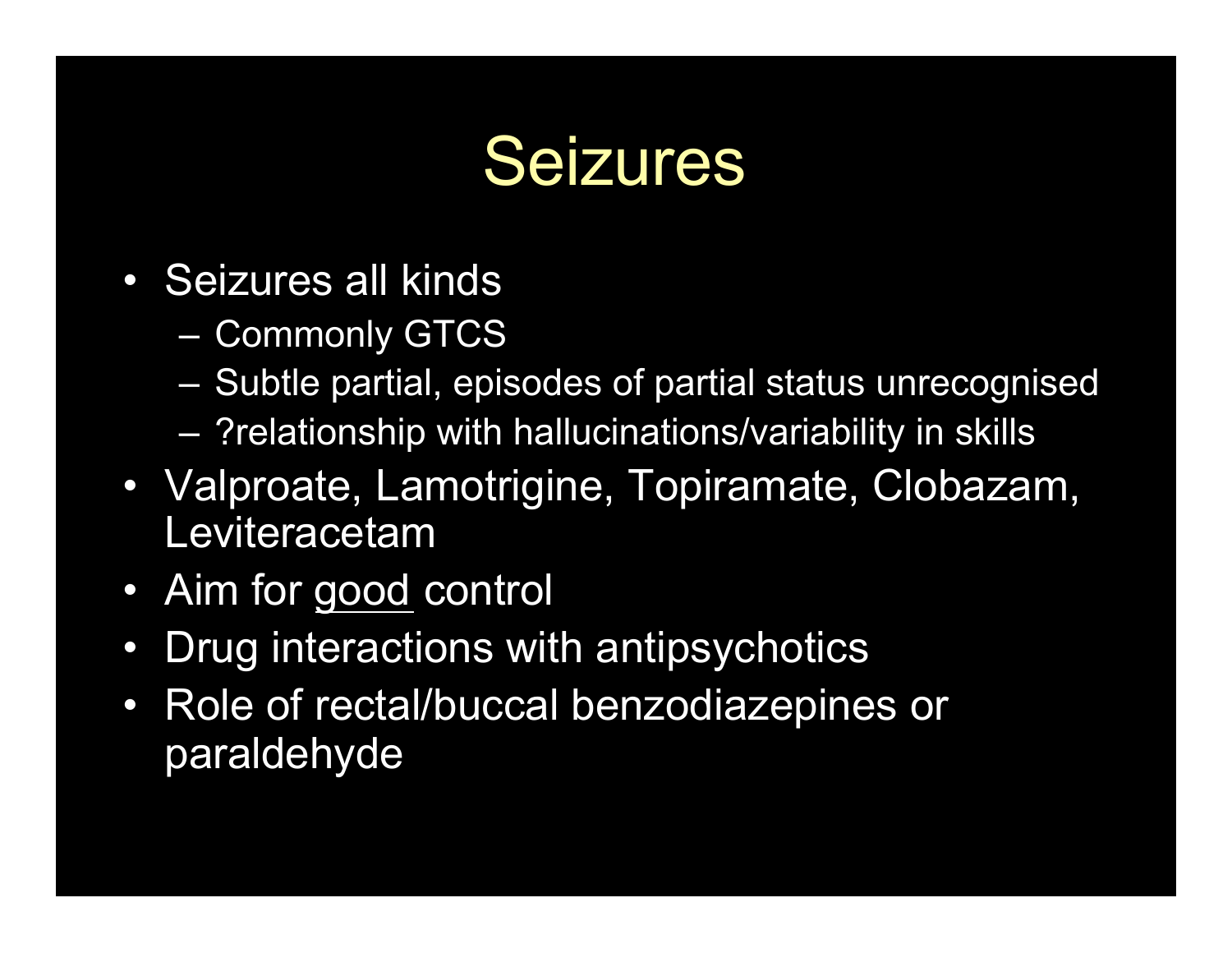# Seizures

- Seizures all kinds
  - Commonly GTCS
  - Subtle partial, episodes of partial status unrecognised
  - ?relationship with hallucinations/variability in skills
- Valproate, Lamotrigine, Topiramate, Clobazam, Leviteracetam
- Aim for <u>good</u> control
- Drug interactions with antipsychotics
- Role of rectal/buccal benzodiazepines or paraldehyde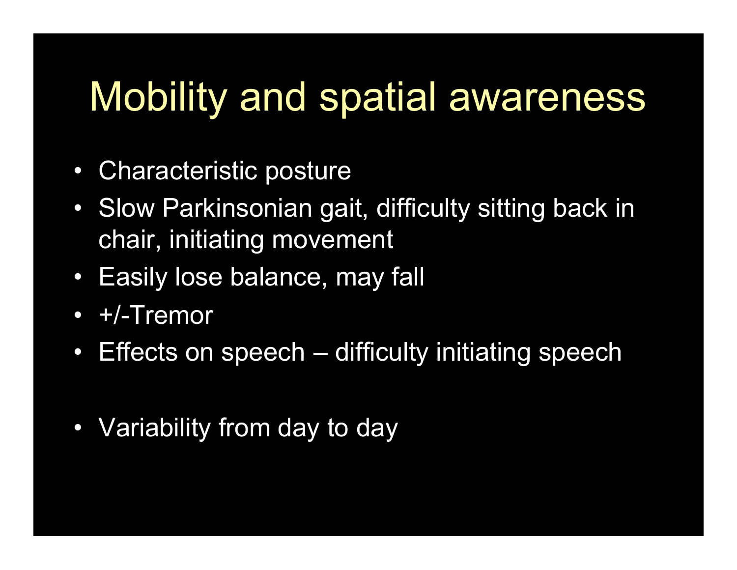# Mobility and spatial awareness

- Characteristic posture
- Slow Parkinsonian gait, difficulty sitting back in chair, initiating movement
- Easily lose balance, may fall
- +/-Tremor
- Effects on speech – difficulty initiating speech

- Variability from day to day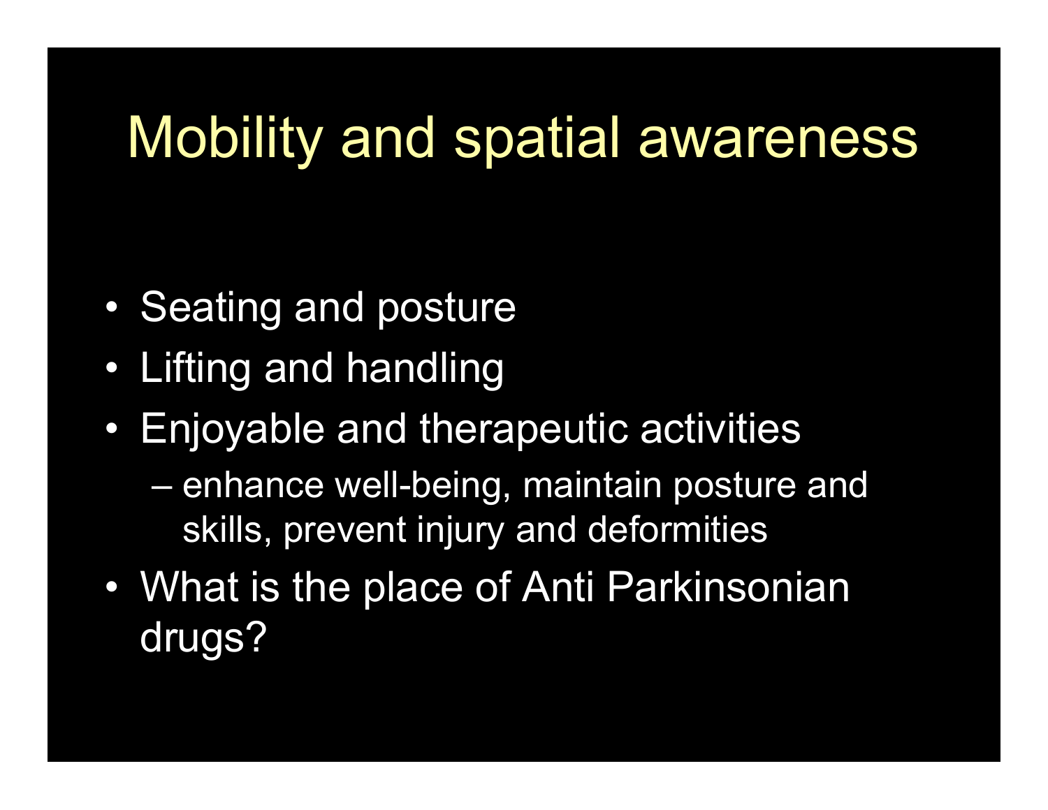# Mobility and spatial awareness

- Seating and posture
- Lifting and handling
- Enjoyable and therapeutic activities
  - enhance well-being, maintain posture and skills, prevent injury and deformities
- What is the place of Anti Parkinsonian drugs?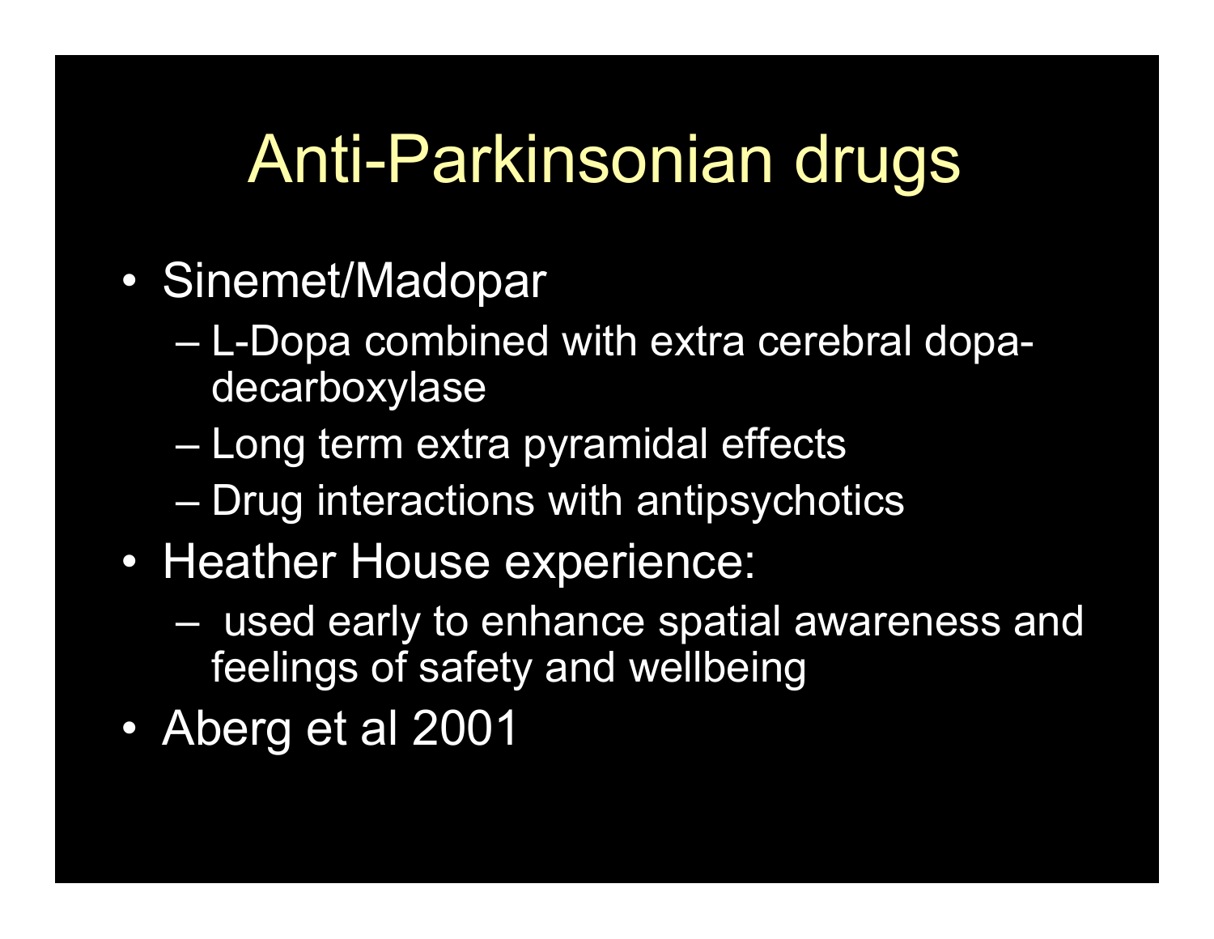# Anti-Parkinsonian drugs

- Sinemet/Madopar
  - L-Dopa combined with extra cerebral dopa-decarboxylase
  - Long term extra pyramidal effects
  - Drug interactions with antipsychotics
- Heather House experience:
  - used early to enhance spatial awareness and feelings of safety and wellbeing
- Aberg et al 2001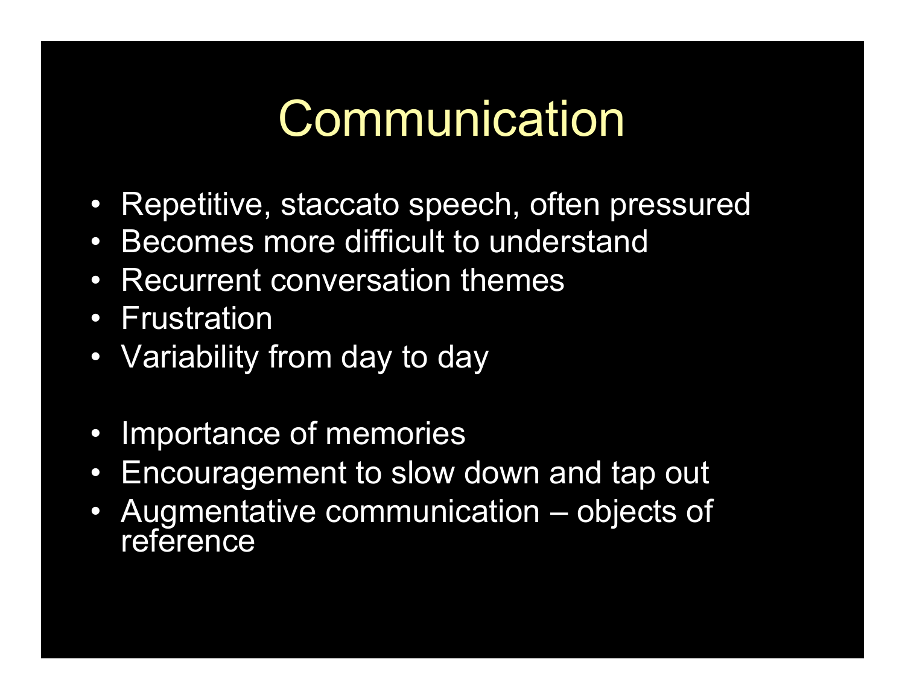# Communication

- Repetitive, staccato speech, often pressured
- Becomes more difficult to understand
- Recurrent conversation themes
- Frustration
- Variability from day to day

- Importance of memories
- Encouragement to slow down and tap out
- Augmentative communication – objects of reference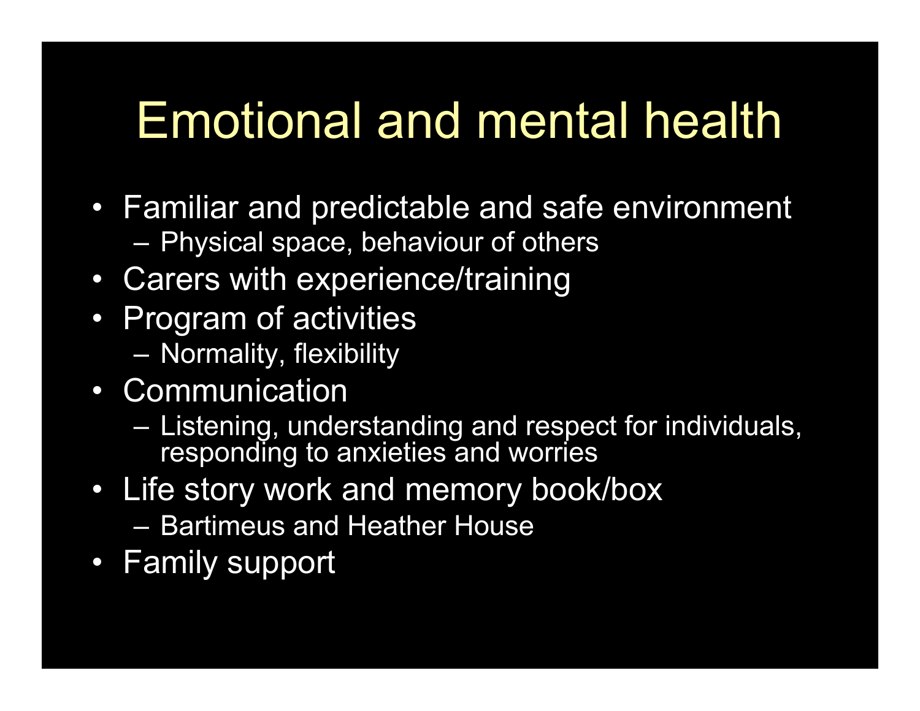# Emotional and mental health

- Familiar and predictable and safe environment
  - Physical space, behaviour of others
- Carers with experience/training
- Program of activities
  - Normality, flexibility
- Communication
  - Listening, understanding and respect for individuals, responding to anxieties and worries
- Life story work and memory book/box
  - Bartimeus and Heather House
- Family support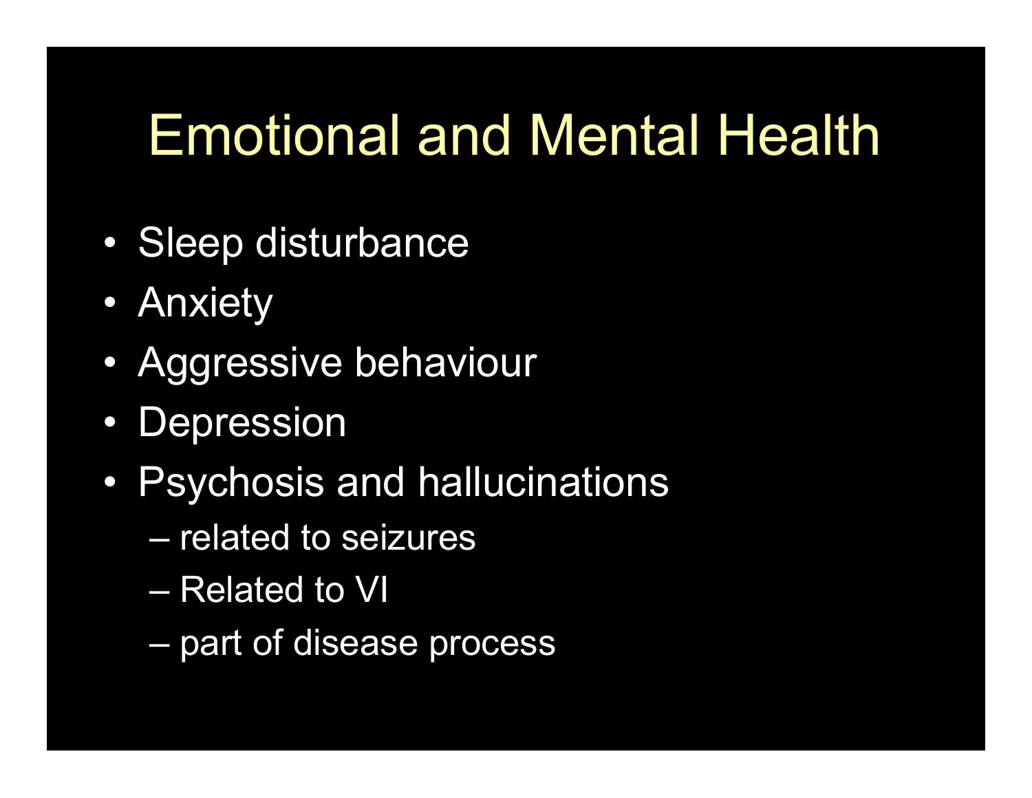# Emotional and Mental Health

- Sleep disturbance
- Anxiety
- Aggressive behaviour
- Depression
- Psychosis and hallucinations
  - related to seizures
  - Related to VI
  - part of disease process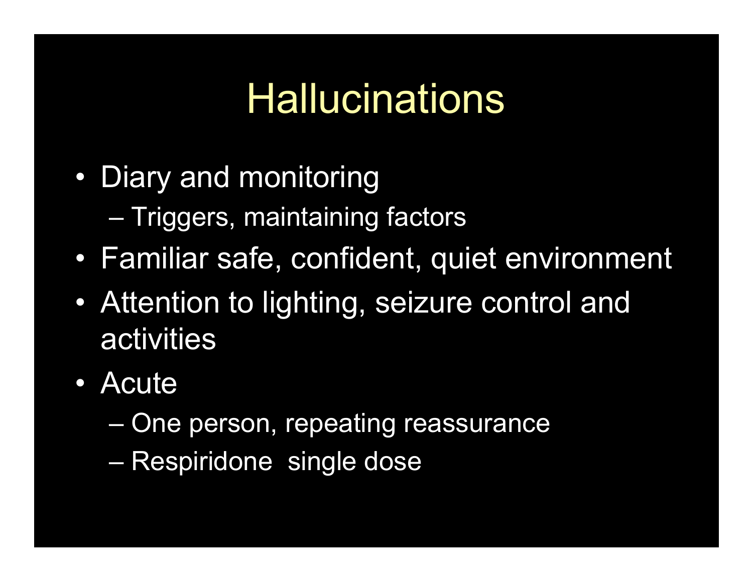# Hallucinations

- Diary and monitoring
  - Triggers, maintaining factors
- Familiar safe, confident, quiet environment
- Attention to lighting, seizure control and activities
- Acute
  - One person, repeating reassurance
  - Respiridone  single dose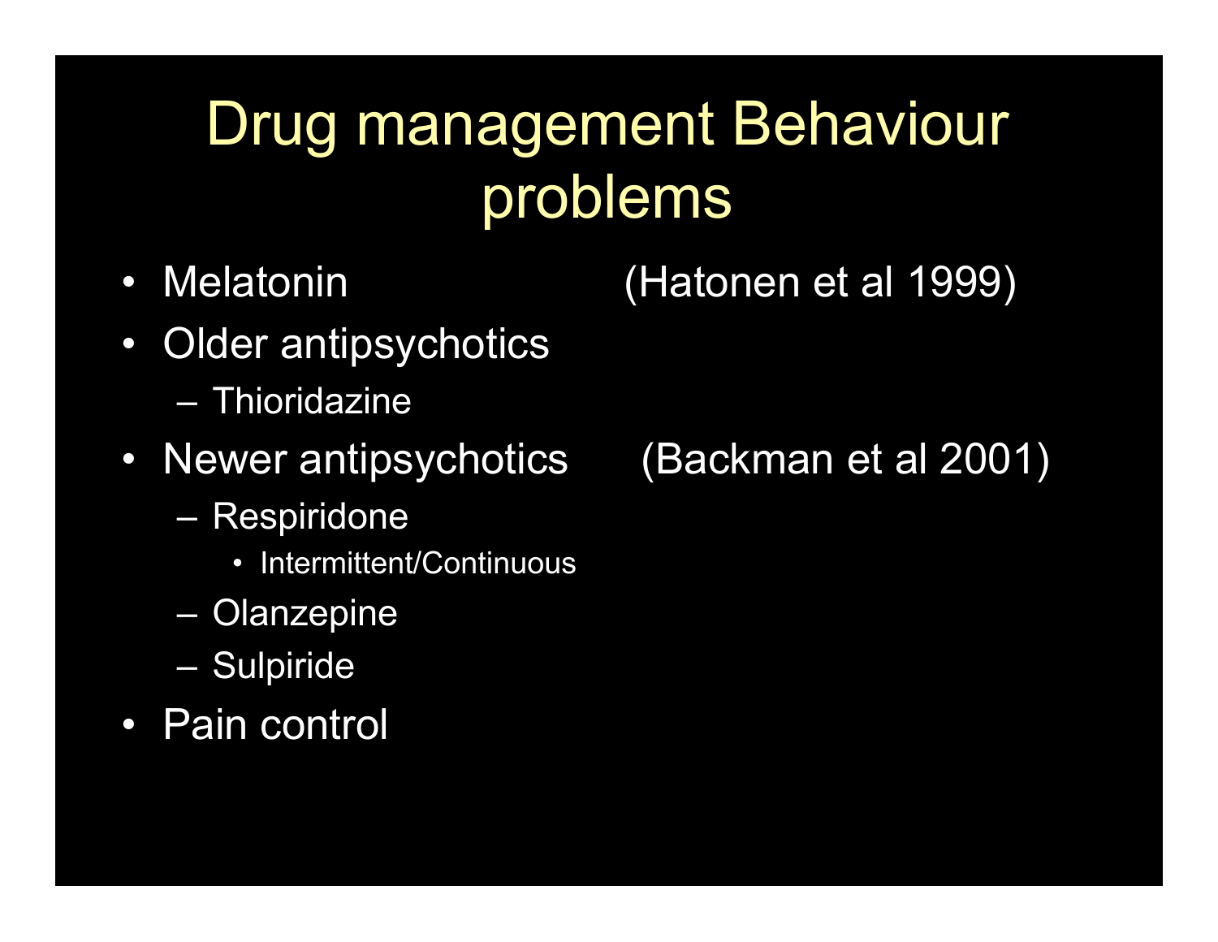# Drug management Behaviour problems

- Melatonin (Hatonen et al 1999)
- Older antipsychotics
  - Thioridazine
- Newer antipsychotics (Backman et al 2001)
  - Respiridone
    - Intermittent/Continuous
  - Olanzepine
  - Sulpiride
- Pain control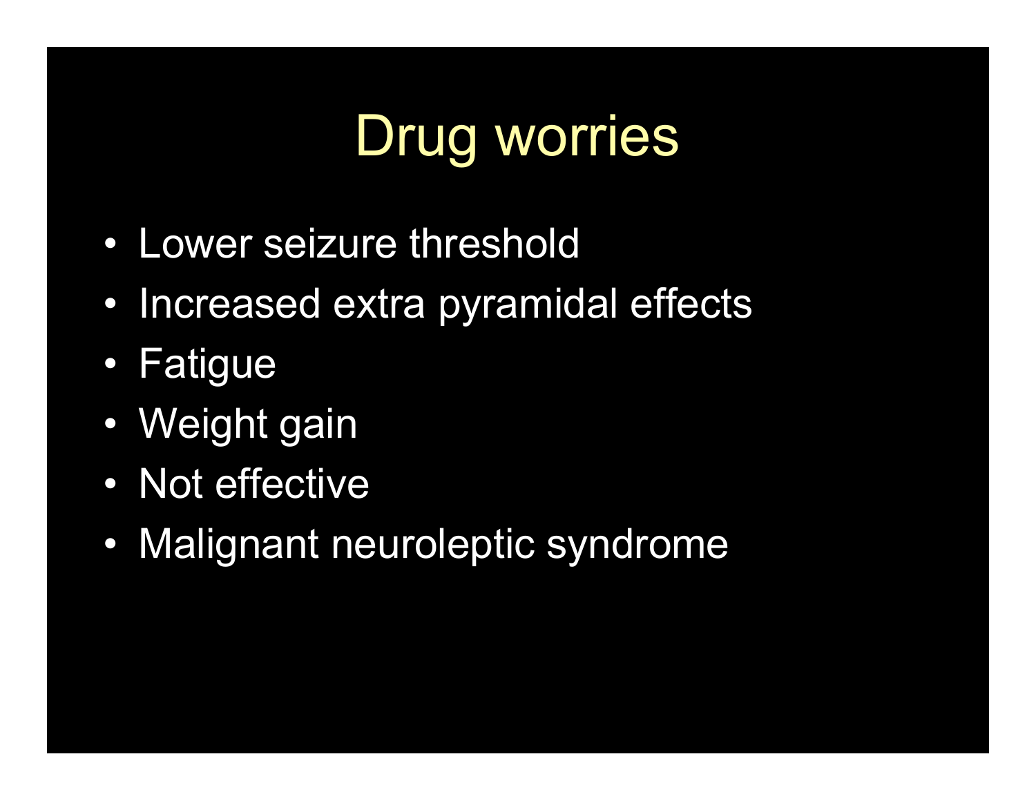# Drug worries

- Lower seizure threshold
- Increased extra pyramidal effects
- Fatigue
- Weight gain
- Not effective
- Malignant neuroleptic syndrome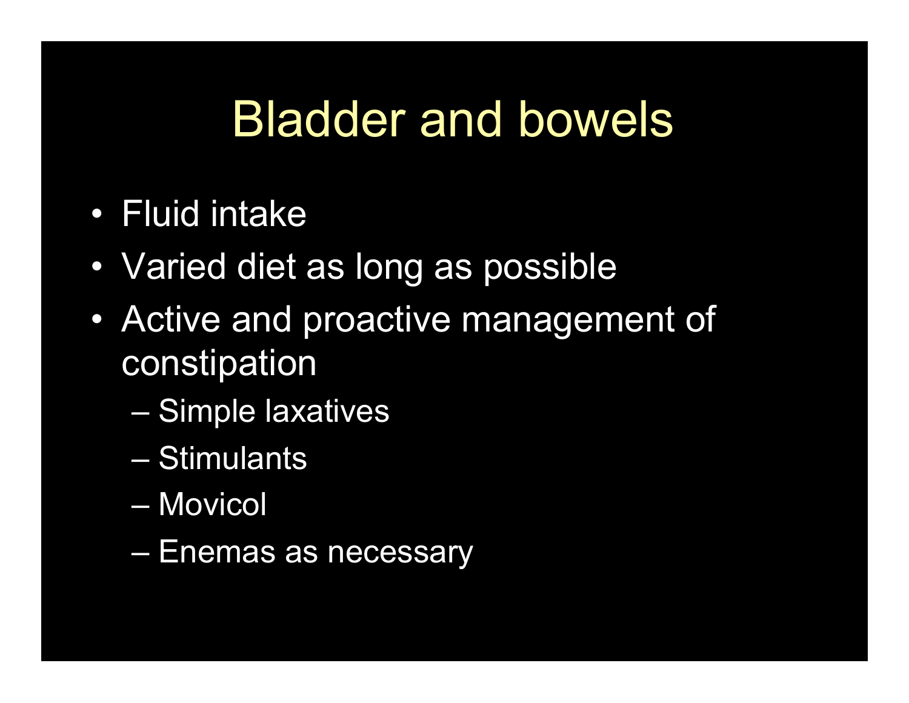# Bladder and bowels

- Fluid intake
- Varied diet as long as possible
- Active and proactive management of constipation
  - Simple laxatives
  - Stimulants
  - Movicol
  - Enemas as necessary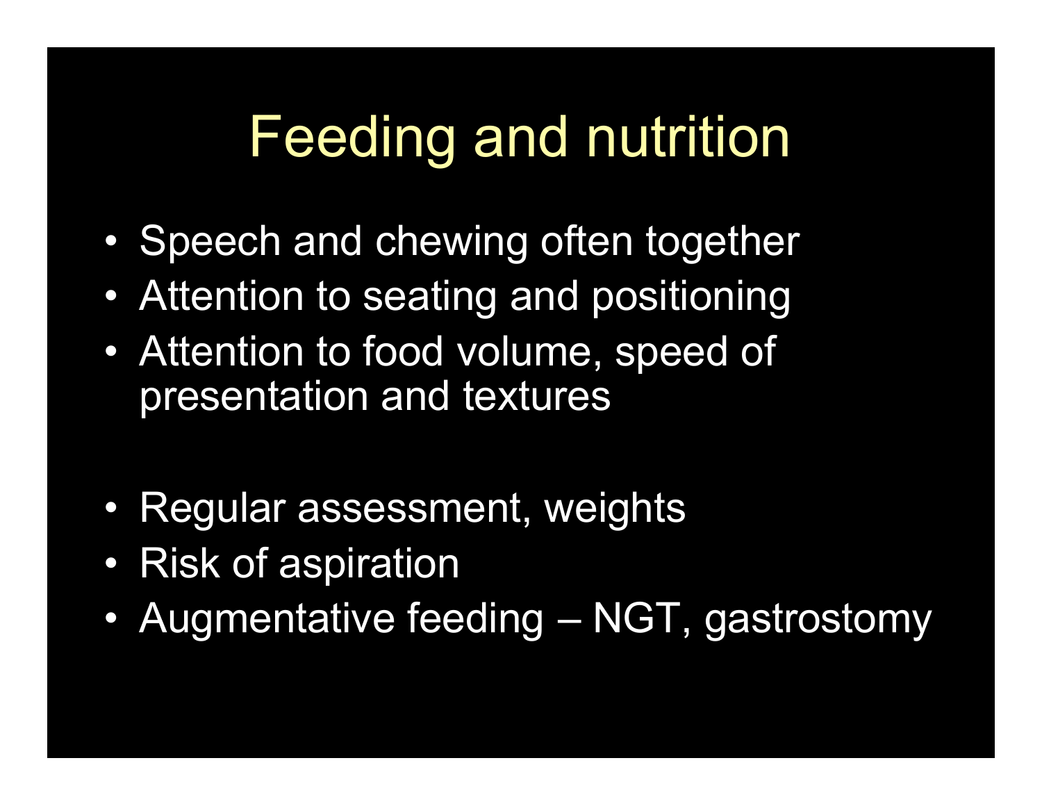# Feeding and nutrition

- Speech and chewing often together
- Attention to seating and positioning
- Attention to food volume, speed of presentation and textures

- Regular assessment, weights
- Risk of aspiration
- Augmentative feeding – NGT, gastrostomy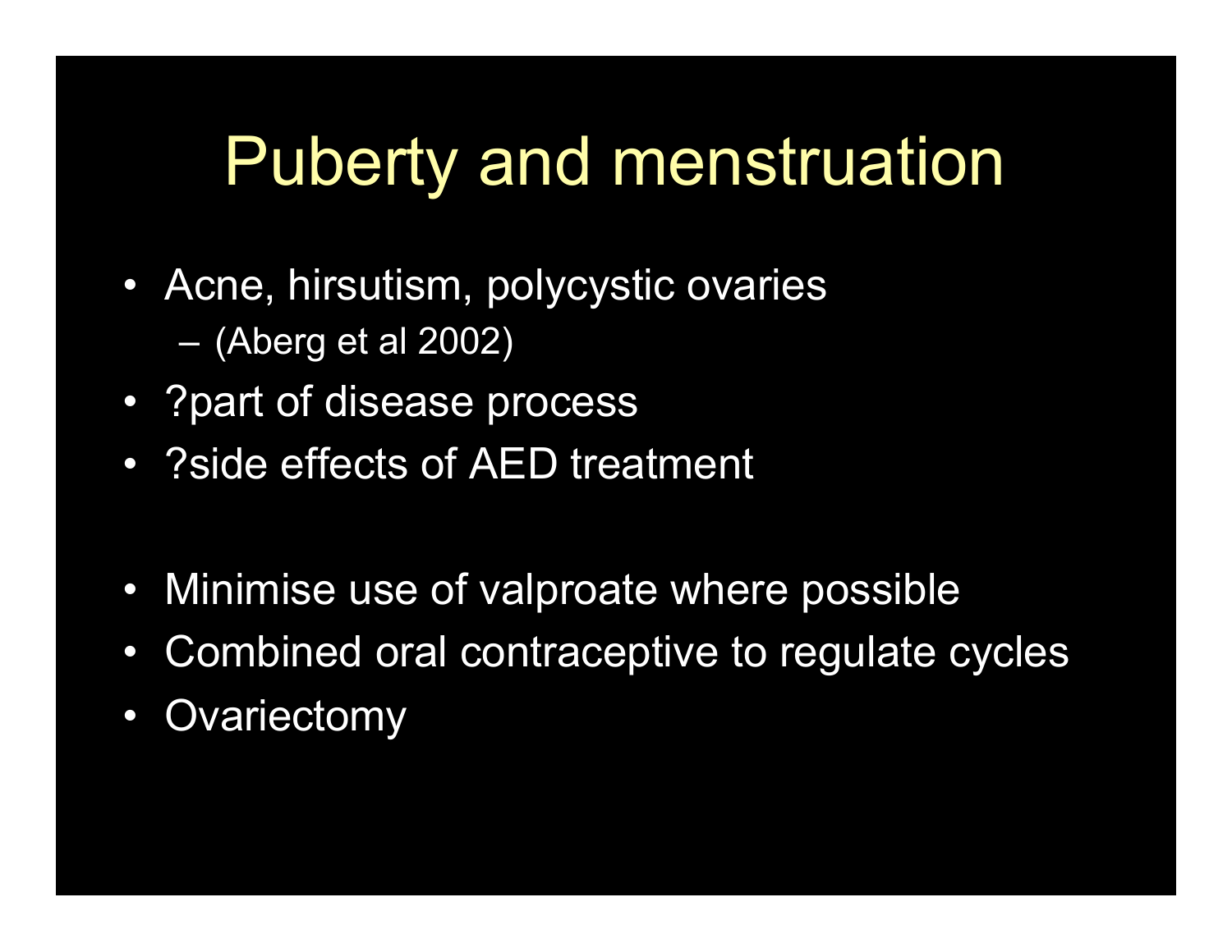# Puberty and menstruation

- Acne, hirsutism, polycystic ovaries
  - (Aberg et al 2002)
- ?part of disease process
- ?side effects of AED treatment

- Minimise use of valproate where possible
- Combined oral contraceptive to regulate cycles
- Ovariectomy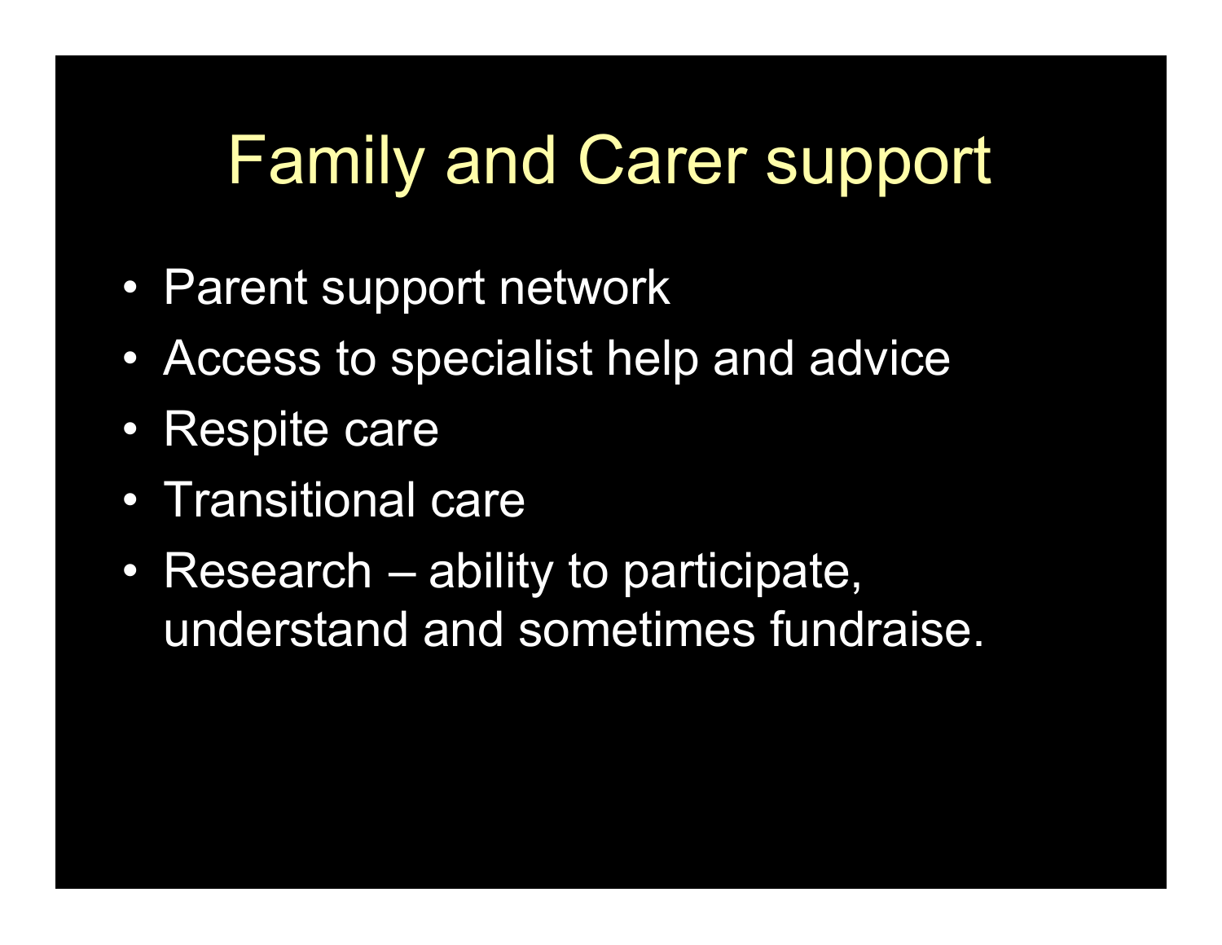# Family and Carer support

- Parent support network
- Access to specialist help and advice
- Respite care
- Transitional care
- Research – ability to participate, understand and sometimes fundraise.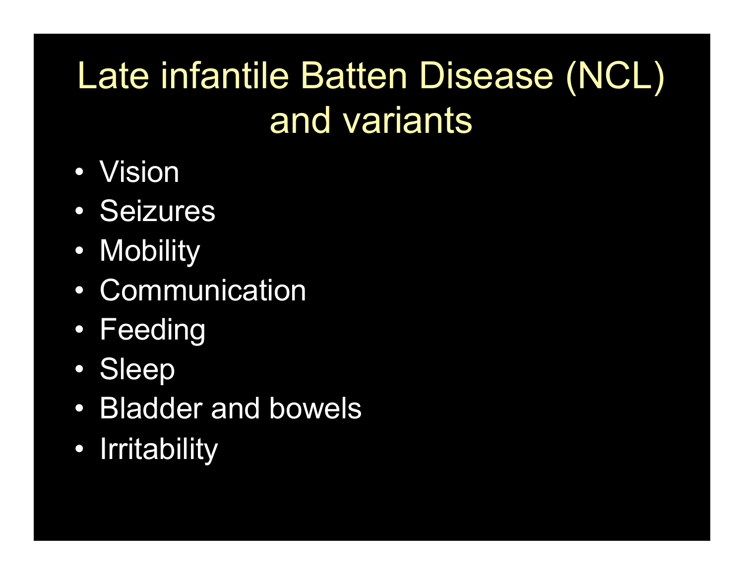# Late infantile Batten Disease (NCL) and variants

- Vision
- Seizures
- Mobility
- Communication
- Feeding
- Sleep
- Bladder and bowels
- Irritability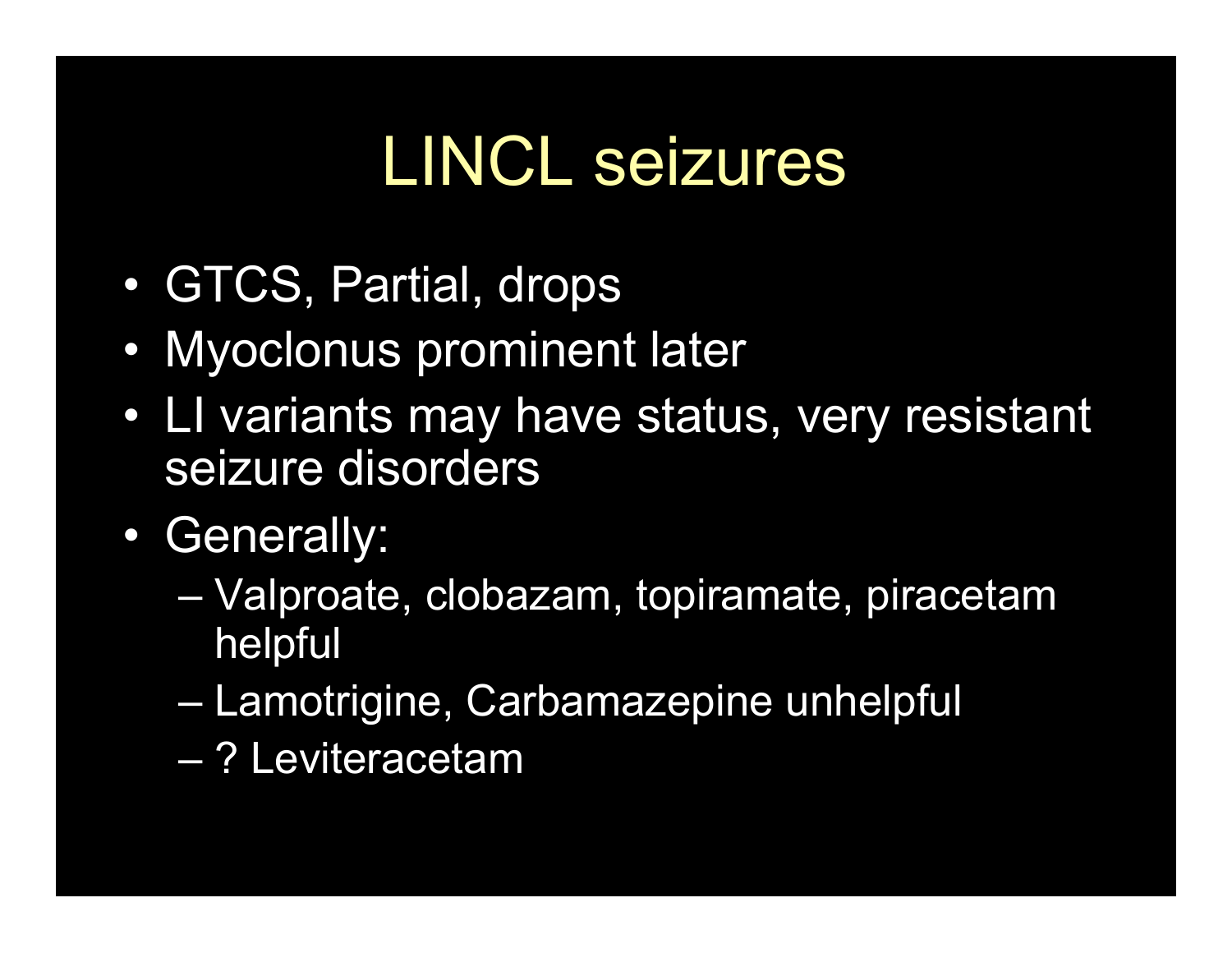# LINCL seizures

- GTCS, Partial, drops
- Myoclonus prominent later
- LI variants may have status, very resistant seizure disorders
- Generally:
  - Valproate, clobazam, topiramate, piracetam helpful
  - Lamotrigine, Carbamazepine unhelpful
  - ? Leviteracetam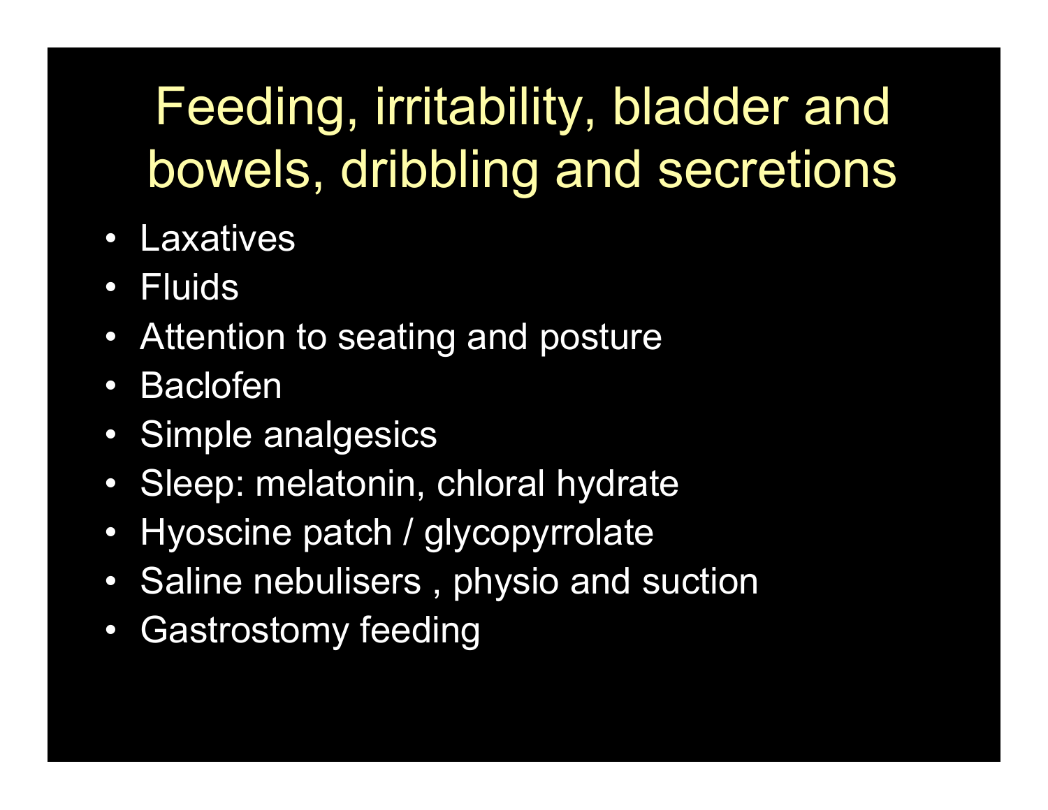# Feeding, irritability, bladder and bowels, dribbling and secretions

- Laxatives
- Fluids
- Attention to seating and posture
- Baclofen
- Simple analgesics
- Sleep: melatonin, chloral hydrate
- Hyoscine patch / glycopyrrolate
- Saline nebulisers , physio and suction
- Gastrostomy feeding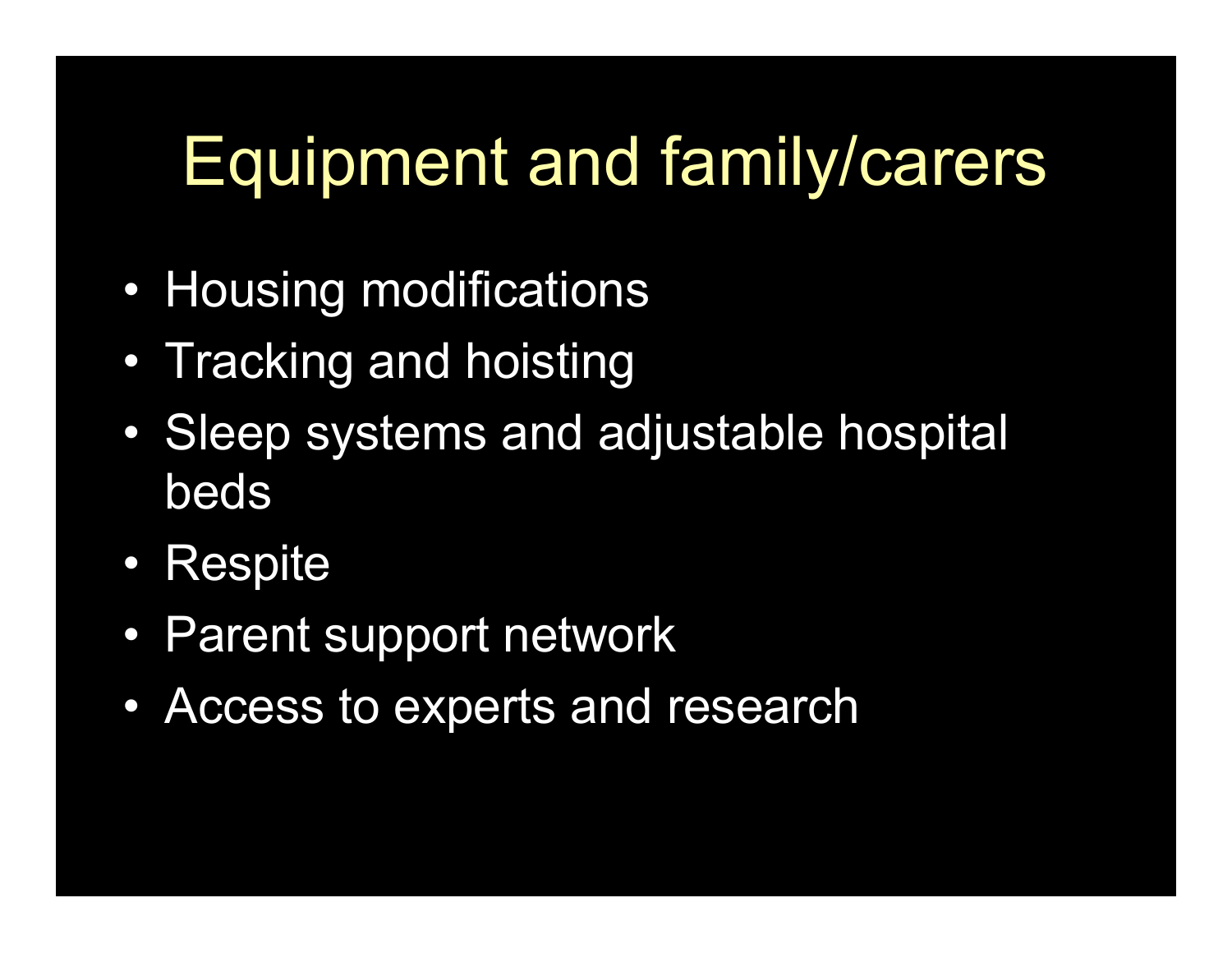# Equipment and family/carers

- Housing modifications
- Tracking and hoisting
- Sleep systems and adjustable hospital beds
- Respite
- Parent support network
- Access to experts and research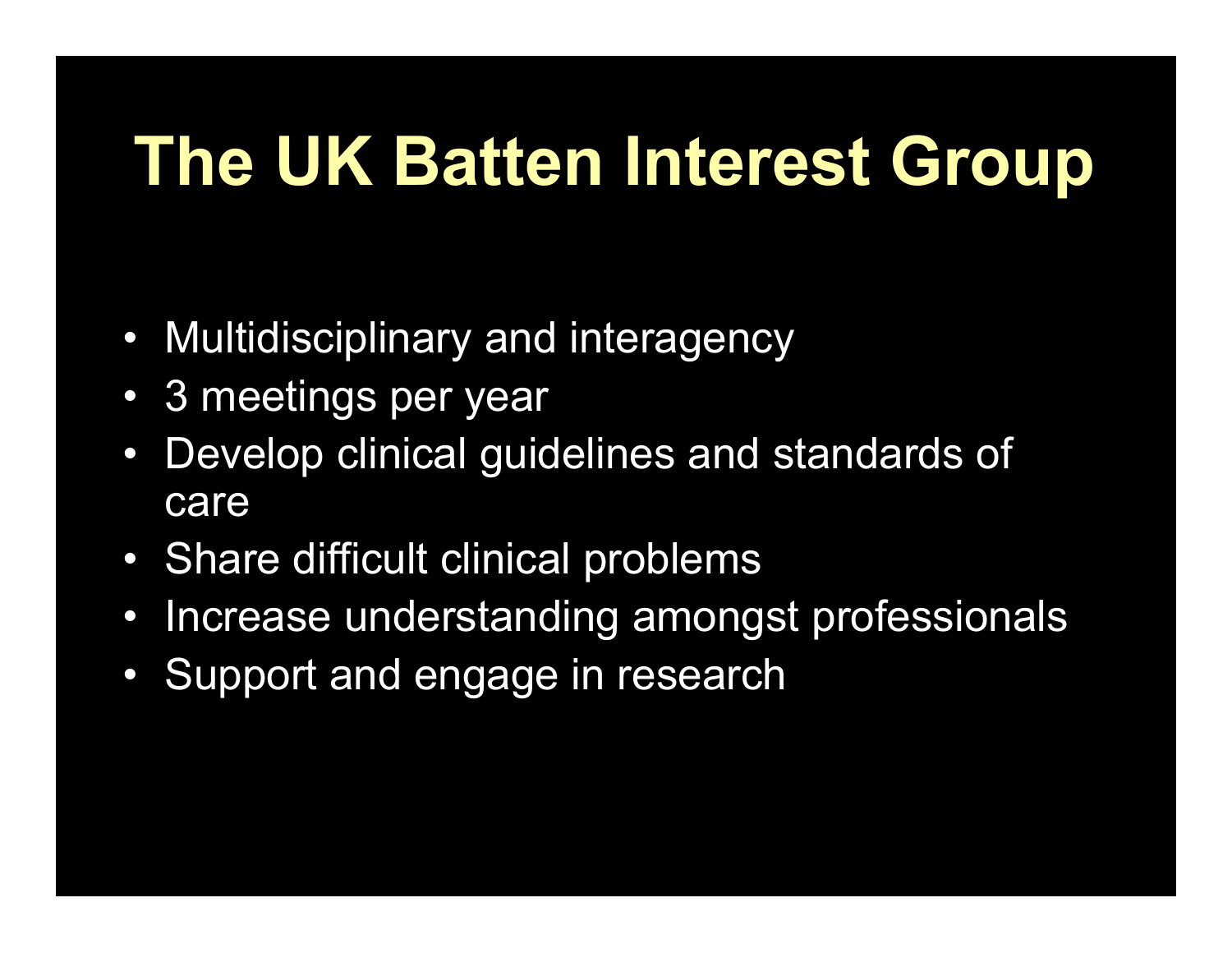# The UK Batten Interest Group

- Multidisciplinary and interagency
- 3 meetings per year
- Develop clinical guidelines and standards of care
- Share difficult clinical problems
- Increase understanding amongst professionals
- Support and engage in research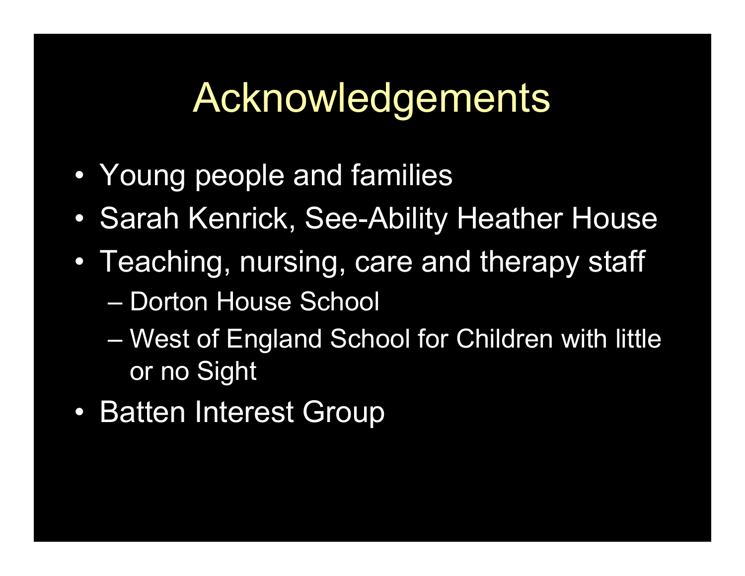# Acknowledgements

- Young people and families
- Sarah Kenrick, See-Ability Heather House
- Teaching, nursing, care and therapy staff
  - Dorton House School
  - West of England School for Children with little or no Sight
- Batten Interest Group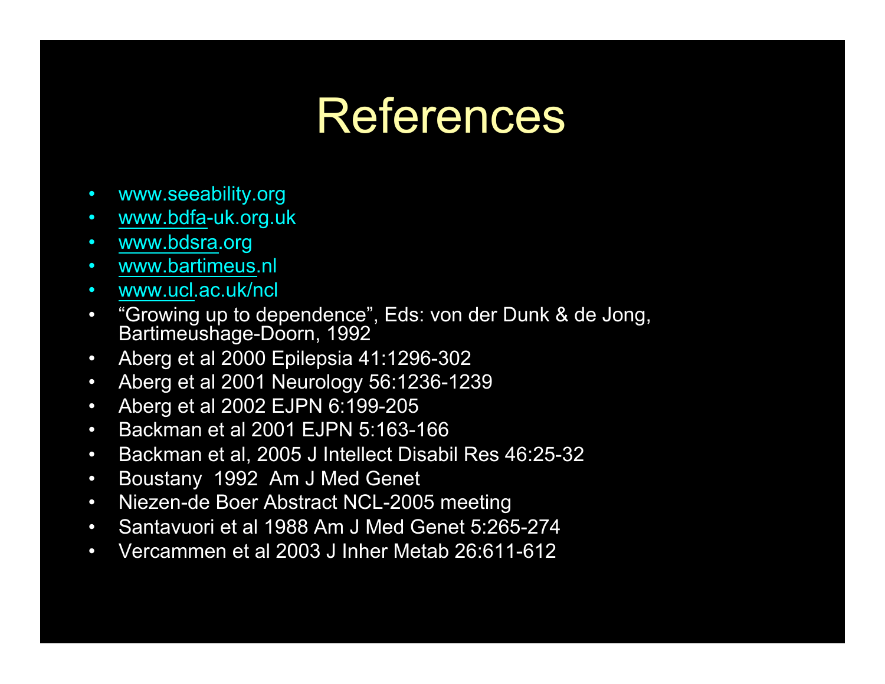# References

- www.seeability.org
- www.bdfa-uk.org.uk
- www.bdsra.org
- www.bartimeus.nl
- www.ucl.ac.uk/ncl
- “Growing up to dependence”, Eds: von der Dunk & de Jong, Bartimeushage-Doorn, 1992
- Aberg et al 2000 Epilepsia 41:1296-302
- Aberg et al 2001 Neurology 56:1236-1239
- Aberg et al 2002 EJPN 6:199-205
- Backman et al 2001 EJPN 5:163-166
- Backman et al, 2005 J Intellect Disabil Res 46:25-32
- Boustany 1992 Am J Med Genet
- Niezen-de Boer Abstract NCL-2005 meeting
- Santavuori et al 1988 Am J Med Genet 5:265-274
- Vercammen et al 2003 J Inher Metab 26:611-612